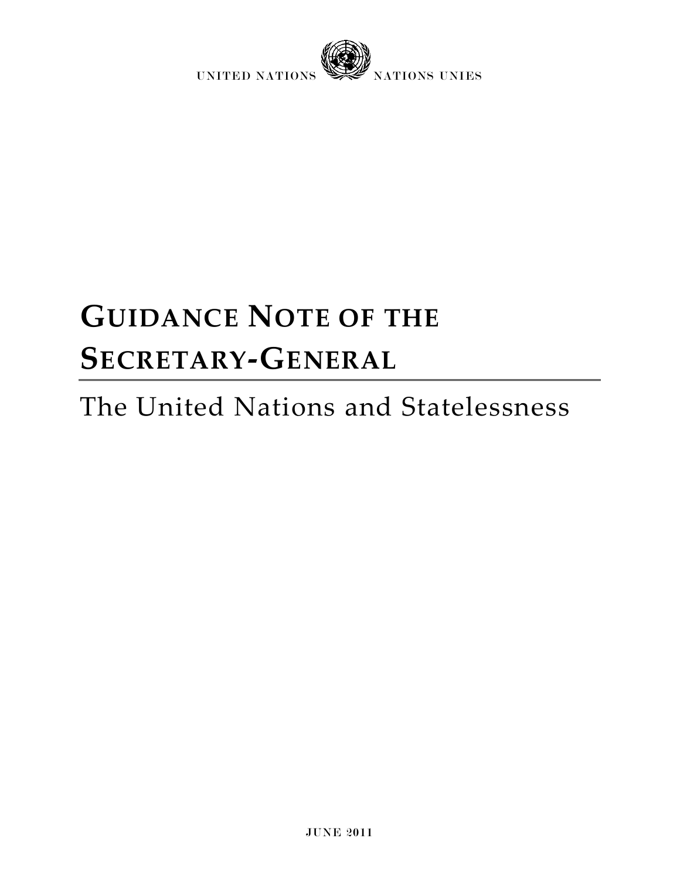UNITED NATIONS NATIONS UNIES

# GUIDANCE NOTE OF THE SECRETARY-GENERAL

## The United Nations and Statelessness

JUNE 2011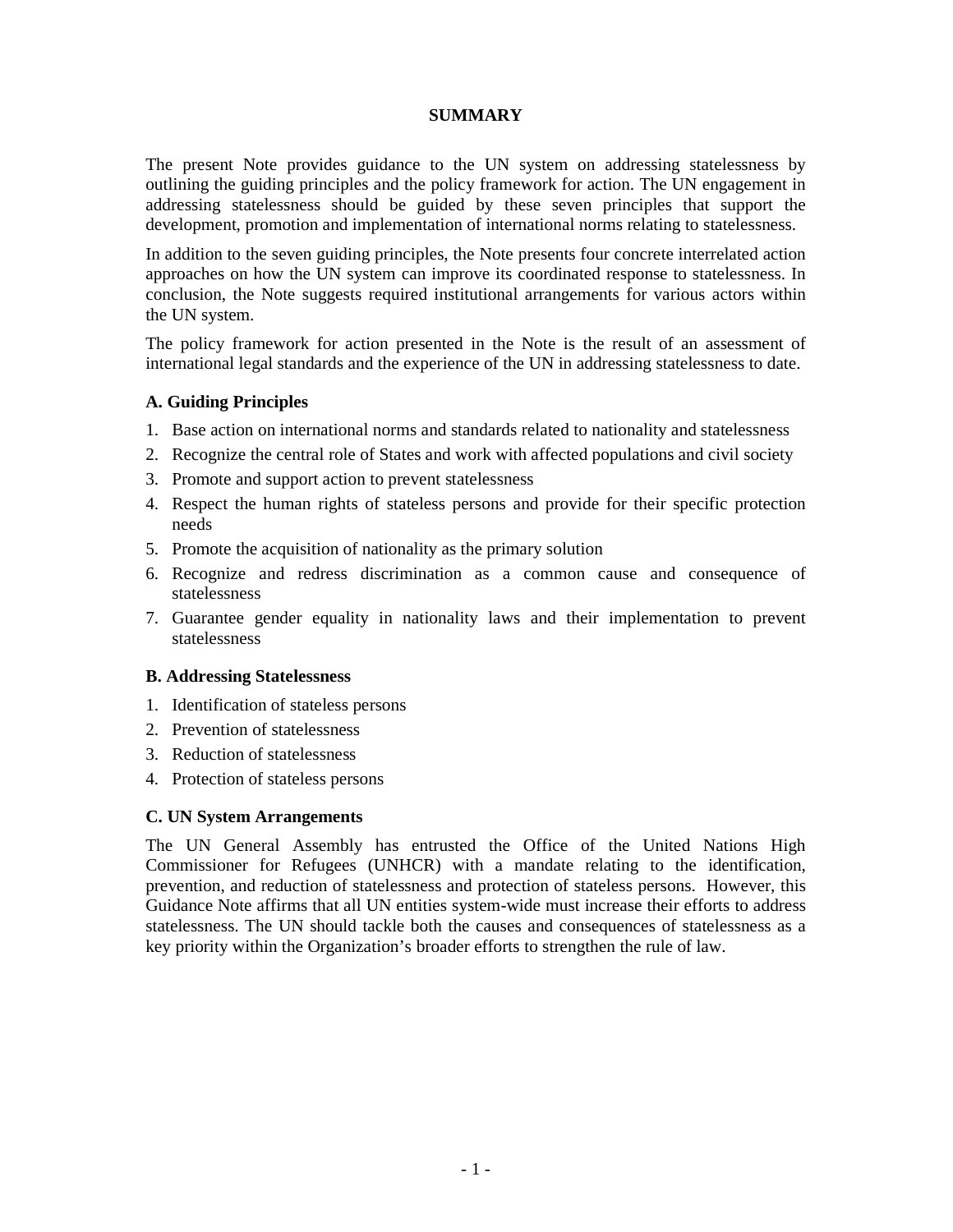## SUMMARY

The present Note provides guidance to the UN system on addressing statelessness by outlining the guiding principles and the policy framework for action. The UN engagement in addressing statelessness should be guided by these seven principles that support the development, promotion and implementation of international norms relating to statelessness.

In addition to the seven guiding principles, the Note presents four concrete interrelated action approaches on how the UN system can improve its coordinated response to statelessness. In conclusion, the Note suggests required institutional arrangements for various actors within the UN system.

The policy framework for action presented in the Note is the result of an assessment of international legal standards and the experience of the UN in addressing statelessness to date.

### A. Guiding Principles

1. Base action on international norms and standards related to nationality and statelessness
2. Recognize the central role of States and work with affected populations and civil society
3. Promote and support action to prevent statelessness
4. Respect the human rights of stateless persons and provide for their specific protection needs
5. Promote the acquisition of nationality as the primary solution
6. Recognize and redress discrimination as a common cause and consequence of statelessness
7. Guarantee gender equality in nationality laws and their implementation to prevent statelessness

### B. Addressing Statelessness

1. Identification of stateless persons
2. Prevention of statelessness
3. Reduction of statelessness
4. Protection of stateless persons

### C. UN System Arrangements

The UN General Assembly has entrusted the Office of the United Nations High Commissioner for Refugees (UNHCR) with a mandate relating to the identification, prevention, and reduction of statelessness and protection of stateless persons. However, this Guidance Note affirms that all UN entities system-wide must increase their efforts to address statelessness. The UN should tackle both the causes and consequences of statelessness as a key priority within the Organization's broader efforts to strengthen the rule of law.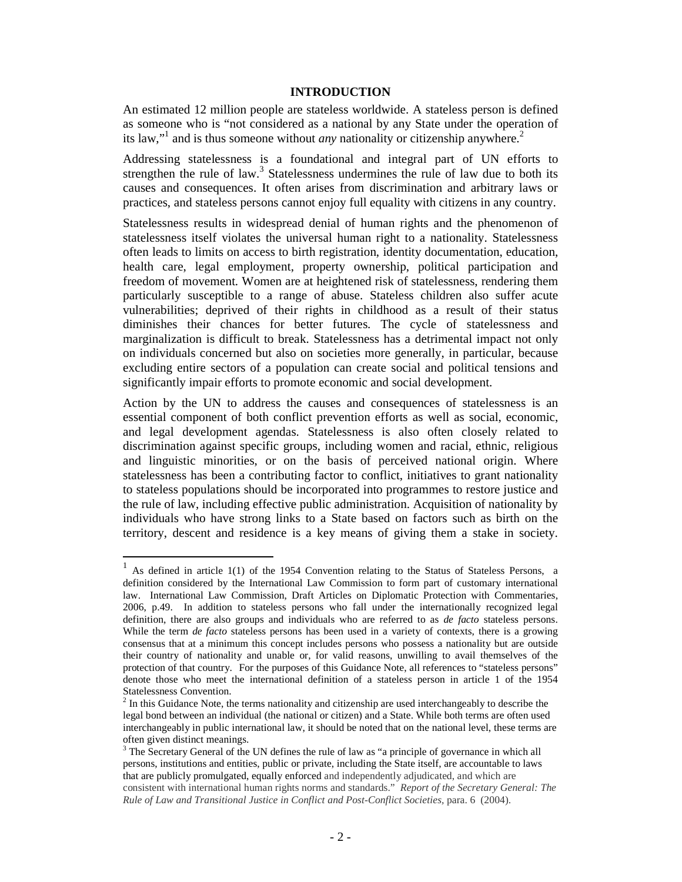## INTRODUCTION

An estimated 12 million people are stateless worldwide. A stateless person is defined as someone who is "not considered as a national by any State under the operation of its law,"[1] and is thus someone without *any* nationality or citizenship anywhere.[2]

Addressing statelessness is a foundational and integral part of UN efforts to strengthen the rule of law.[3] Statelessness undermines the rule of law due to both its causes and consequences. It often arises from discrimination and arbitrary laws or practices, and stateless persons cannot enjoy full equality with citizens in any country.

Statelessness results in widespread denial of human rights and the phenomenon of statelessness itself violates the universal human right to a nationality. Statelessness often leads to limits on access to birth registration, identity documentation, education, health care, legal employment, property ownership, political participation and freedom of movement. Women are at heightened risk of statelessness, rendering them particularly susceptible to a range of abuse. Stateless children also suffer acute vulnerabilities; deprived of their rights in childhood as a result of their status diminishes their chances for better futures. The cycle of statelessness and marginalization is difficult to break. Statelessness has a detrimental impact not only on individuals concerned but also on societies more generally, in particular, because excluding entire sectors of a population can create social and political tensions and significantly impair efforts to promote economic and social development.

Action by the UN to address the causes and consequences of statelessness is an essential component of both conflict prevention efforts as well as social, economic, and legal development agendas. Statelessness is also often closely related to discrimination against specific groups, including women and racial, ethnic, religious and linguistic minorities, or on the basis of perceived national origin. Where statelessness has been a contributing factor to conflict, initiatives to grant nationality to stateless populations should be incorporated into programmes to restore justice and the rule of law, including effective public administration. Acquisition of nationality by individuals who have strong links to a State based on factors such as birth on the territory, descent and residence is a key means of giving them a stake in society.

---

[1] As defined in article 1(1) of the 1954 Convention relating to the Status of Stateless Persons, a definition considered by the International Law Commission to form part of customary international law. International Law Commission, Draft Articles on Diplomatic Protection with Commentaries, 2006, p.49. In addition to stateless persons who fall under the internationally recognized legal definition, there are also groups and individuals who are referred to as *de facto* stateless persons. While the term *de facto* stateless persons has been used in a variety of contexts, there is a growing consensus that at a minimum this concept includes persons who possess a nationality but are outside their country of nationality and unable or, for valid reasons, unwilling to avail themselves of the protection of that country. For the purposes of this Guidance Note, all references to "stateless persons" denote those who meet the international definition of a stateless person in article 1 of the 1954 Statelessness Convention.

[2] In this Guidance Note, the terms nationality and citizenship are used interchangeably to describe the legal bond between an individual (the national or citizen) and a State. While both terms are often used interchangeably in public international law, it should be noted that on the national level, these terms are often given distinct meanings.

[3] The Secretary General of the UN defines the rule of law as "a principle of governance in which all persons, institutions and entities, public or private, including the State itself, are accountable to laws that are publicly promulgated, equally enforced and independently adjudicated, and which are consistent with international human rights norms and standards." *Report of the Secretary General: The Rule of Law and Transitional Justice in Conflict and Post-Conflict Societies*, para. 6 (2004).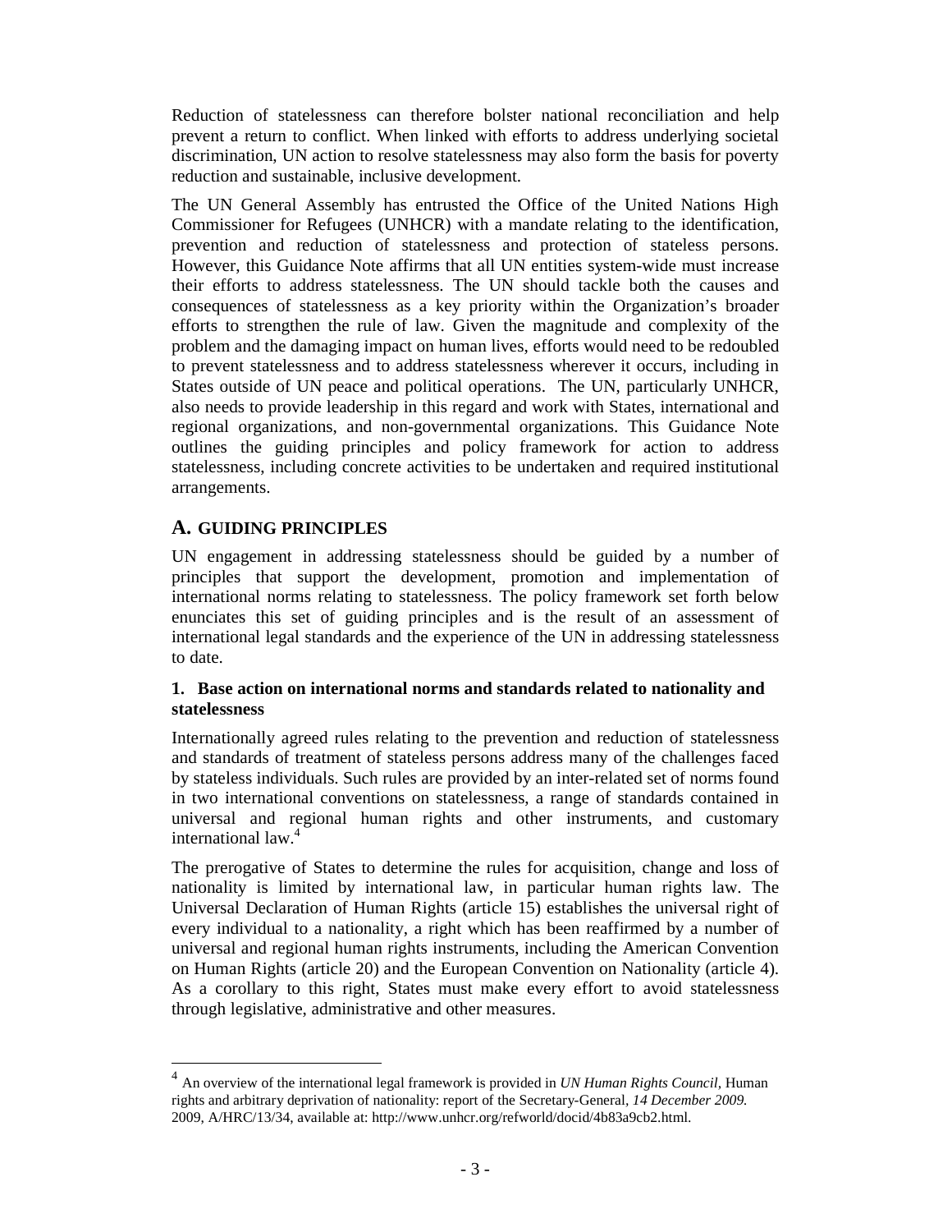Reduction of statelessness can therefore bolster national reconciliation and help prevent a return to conflict. When linked with efforts to address underlying societal discrimination, UN action to resolve statelessness may also form the basis for poverty reduction and sustainable, inclusive development.

The UN General Assembly has entrusted the Office of the United Nations High Commissioner for Refugees (UNHCR) with a mandate relating to the identification, prevention and reduction of statelessness and protection of stateless persons. However, this Guidance Note affirms that all UN entities system-wide must increase their efforts to address statelessness. The UN should tackle both the causes and consequences of statelessness as a key priority within the Organization's broader efforts to strengthen the rule of law. Given the magnitude and complexity of the problem and the damaging impact on human lives, efforts would need to be redoubled to prevent statelessness and to address statelessness wherever it occurs, including in States outside of UN peace and political operations. The UN, particularly UNHCR, also needs to provide leadership in this regard and work with States, international and regional organizations, and non-governmental organizations. This Guidance Note outlines the guiding principles and policy framework for action to address statelessness, including concrete activities to be undertaken and required institutional arrangements.

## A. GUIDING PRINCIPLES

UN engagement in addressing statelessness should be guided by a number of principles that support the development, promotion and implementation of international norms relating to statelessness. The policy framework set forth below enunciates this set of guiding principles and is the result of an assessment of international legal standards and the experience of the UN in addressing statelessness to date.

### 1. Base action on international norms and standards related to nationality and statelessness

Internationally agreed rules relating to the prevention and reduction of statelessness and standards of treatment of stateless persons address many of the challenges faced by stateless individuals. Such rules are provided by an inter-related set of norms found in two international conventions on statelessness, a range of standards contained in universal and regional human rights and other instruments, and customary international law.[4]

The prerogative of States to determine the rules for acquisition, change and loss of nationality is limited by international law, in particular human rights law. The Universal Declaration of Human Rights (article 15) establishes the universal right of every individual to a nationality, a right which has been reaffirmed by a number of universal and regional human rights instruments, including the American Convention on Human Rights (article 20) and the European Convention on Nationality (article 4). As a corollary to this right, States must make every effort to avoid statelessness through legislative, administrative and other measures.

[4] An overview of the international legal framework is provided in *UN Human Rights Council,* Human rights and arbitrary deprivation of nationality: report of the Secretary-General, *14 December 2009.* 2009, A/HRC/13/34, available at: http://www.unhcr.org/refworld/docid/4b83a9cb2.html.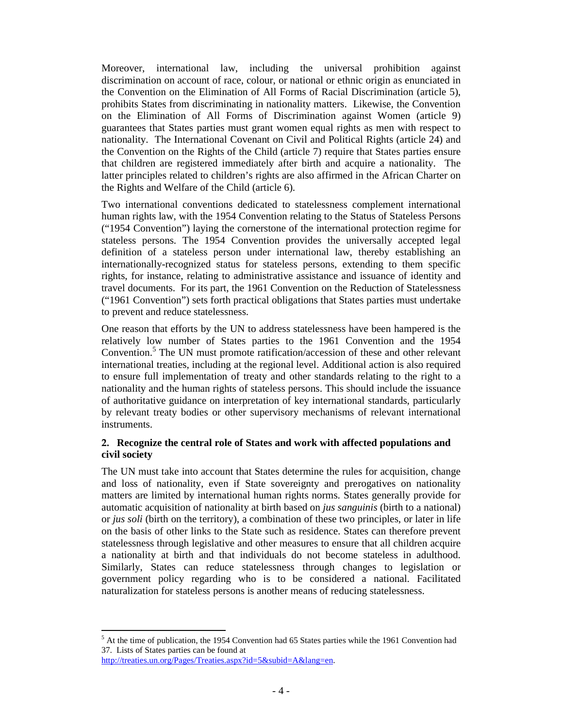Moreover, international law, including the universal prohibition against discrimination on account of race, colour, or national or ethnic origin as enunciated in the Convention on the Elimination of All Forms of Racial Discrimination (article 5), prohibits States from discriminating in nationality matters. Likewise, the Convention on the Elimination of All Forms of Discrimination against Women (article 9) guarantees that States parties must grant women equal rights as men with respect to nationality. The International Covenant on Civil and Political Rights (article 24) and the Convention on the Rights of the Child (article 7) require that States parties ensure that children are registered immediately after birth and acquire a nationality. The latter principles related to children's rights are also affirmed in the African Charter on the Rights and Welfare of the Child (article 6).

Two international conventions dedicated to statelessness complement international human rights law, with the 1954 Convention relating to the Status of Stateless Persons ("1954 Convention") laying the cornerstone of the international protection regime for stateless persons. The 1954 Convention provides the universally accepted legal definition of a stateless person under international law, thereby establishing an internationally-recognized status for stateless persons, extending to them specific rights, for instance, relating to administrative assistance and issuance of identity and travel documents. For its part, the 1961 Convention on the Reduction of Statelessness ("1961 Convention") sets forth practical obligations that States parties must undertake to prevent and reduce statelessness.

One reason that efforts by the UN to address statelessness have been hampered is the relatively low number of States parties to the 1961 Convention and the 1954 Convention.[5] The UN must promote ratification/accession of these and other relevant international treaties, including at the regional level. Additional action is also required to ensure full implementation of treaty and other standards relating to the right to a nationality and the human rights of stateless persons. This should include the issuance of authoritative guidance on interpretation of key international standards, particularly by relevant treaty bodies or other supervisory mechanisms of relevant international instruments.

### 2. Recognize the central role of States and work with affected populations and civil society

The UN must take into account that States determine the rules for acquisition, change and loss of nationality, even if State sovereignty and prerogatives on nationality matters are limited by international human rights norms. States generally provide for automatic acquisition of nationality at birth based on *jus sanguinis* (birth to a national) or *jus soli* (birth on the territory), a combination of these two principles, or later in life on the basis of other links to the State such as residence. States can therefore prevent statelessness through legislative and other measures to ensure that all children acquire a nationality at birth and that individuals do not become stateless in adulthood. Similarly, States can reduce statelessness through changes to legislation or government policy regarding who is to be considered a national. Facilitated naturalization for stateless persons is another means of reducing statelessness.

[5] At the time of publication, the 1954 Convention had 65 States parties while the 1961 Convention had 37. Lists of States parties can be found at http://treaties.un.org/Pages/Treaties.aspx?id=5&subid=A&lang=en.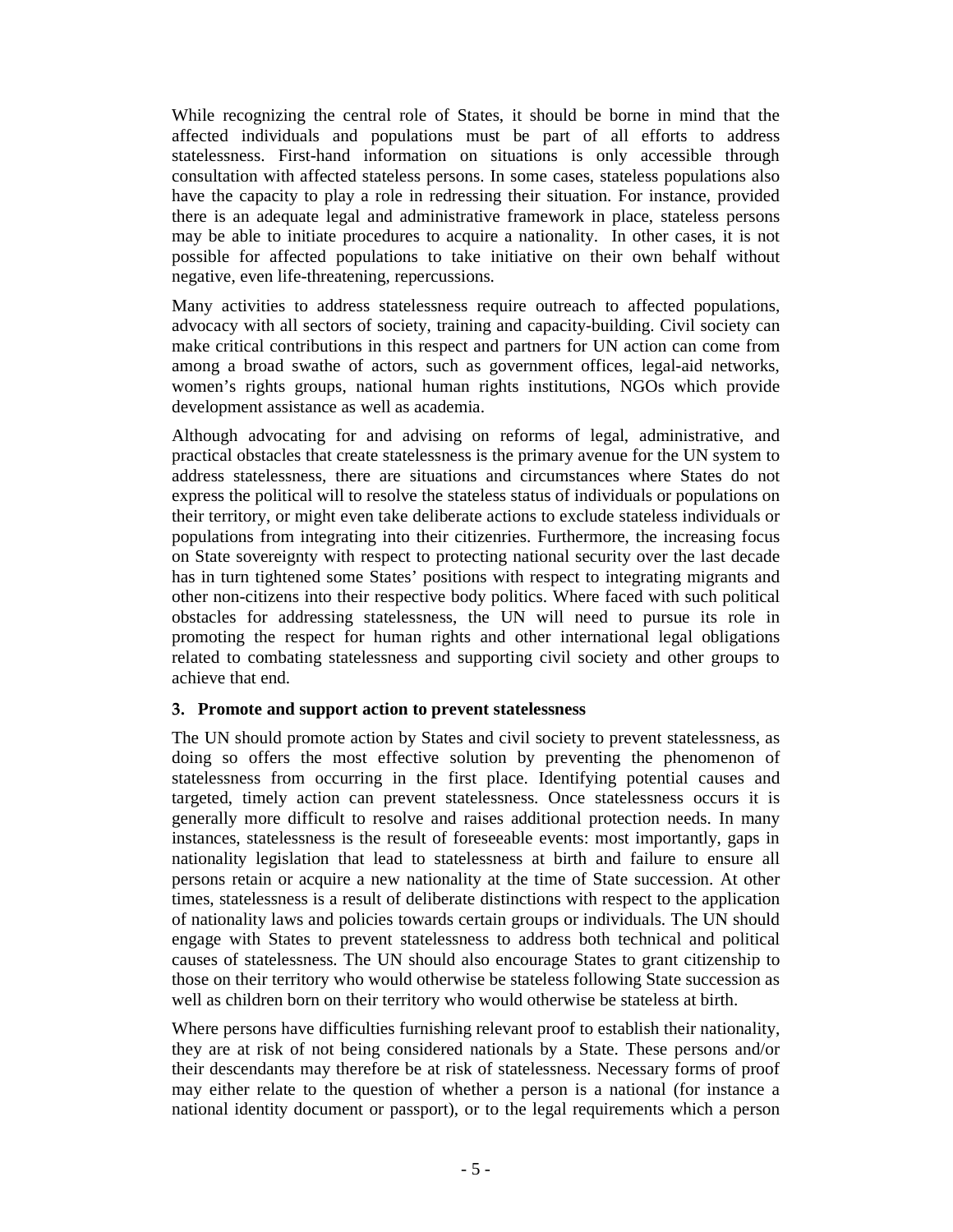While recognizing the central role of States, it should be borne in mind that the affected individuals and populations must be part of all efforts to address statelessness. First-hand information on situations is only accessible through consultation with affected stateless persons. In some cases, stateless populations also have the capacity to play a role in redressing their situation. For instance, provided there is an adequate legal and administrative framework in place, stateless persons may be able to initiate procedures to acquire a nationality. In other cases, it is not possible for affected populations to take initiative on their own behalf without negative, even life-threatening, repercussions.

Many activities to address statelessness require outreach to affected populations, advocacy with all sectors of society, training and capacity-building. Civil society can make critical contributions in this respect and partners for UN action can come from among a broad swathe of actors, such as government offices, legal-aid networks, women's rights groups, national human rights institutions, NGOs which provide development assistance as well as academia.

Although advocating for and advising on reforms of legal, administrative, and practical obstacles that create statelessness is the primary avenue for the UN system to address statelessness, there are situations and circumstances where States do not express the political will to resolve the stateless status of individuals or populations on their territory, or might even take deliberate actions to exclude stateless individuals or populations from integrating into their citizenries. Furthermore, the increasing focus on State sovereignty with respect to protecting national security over the last decade has in turn tightened some States' positions with respect to integrating migrants and other non-citizens into their respective body politics. Where faced with such political obstacles for addressing statelessness, the UN will need to pursue its role in promoting the respect for human rights and other international legal obligations related to combating statelessness and supporting civil society and other groups to achieve that end.

### 3. Promote and support action to prevent statelessness

The UN should promote action by States and civil society to prevent statelessness, as doing so offers the most effective solution by preventing the phenomenon of statelessness from occurring in the first place. Identifying potential causes and targeted, timely action can prevent statelessness. Once statelessness occurs it is generally more difficult to resolve and raises additional protection needs. In many instances, statelessness is the result of foreseeable events: most importantly, gaps in nationality legislation that lead to statelessness at birth and failure to ensure all persons retain or acquire a new nationality at the time of State succession. At other times, statelessness is a result of deliberate distinctions with respect to the application of nationality laws and policies towards certain groups or individuals. The UN should engage with States to prevent statelessness to address both technical and political causes of statelessness. The UN should also encourage States to grant citizenship to those on their territory who would otherwise be stateless following State succession as well as children born on their territory who would otherwise be stateless at birth.

Where persons have difficulties furnishing relevant proof to establish their nationality, they are at risk of not being considered nationals by a State. These persons and/or their descendants may therefore be at risk of statelessness. Necessary forms of proof may either relate to the question of whether a person is a national (for instance a national identity document or passport), or to the legal requirements which a person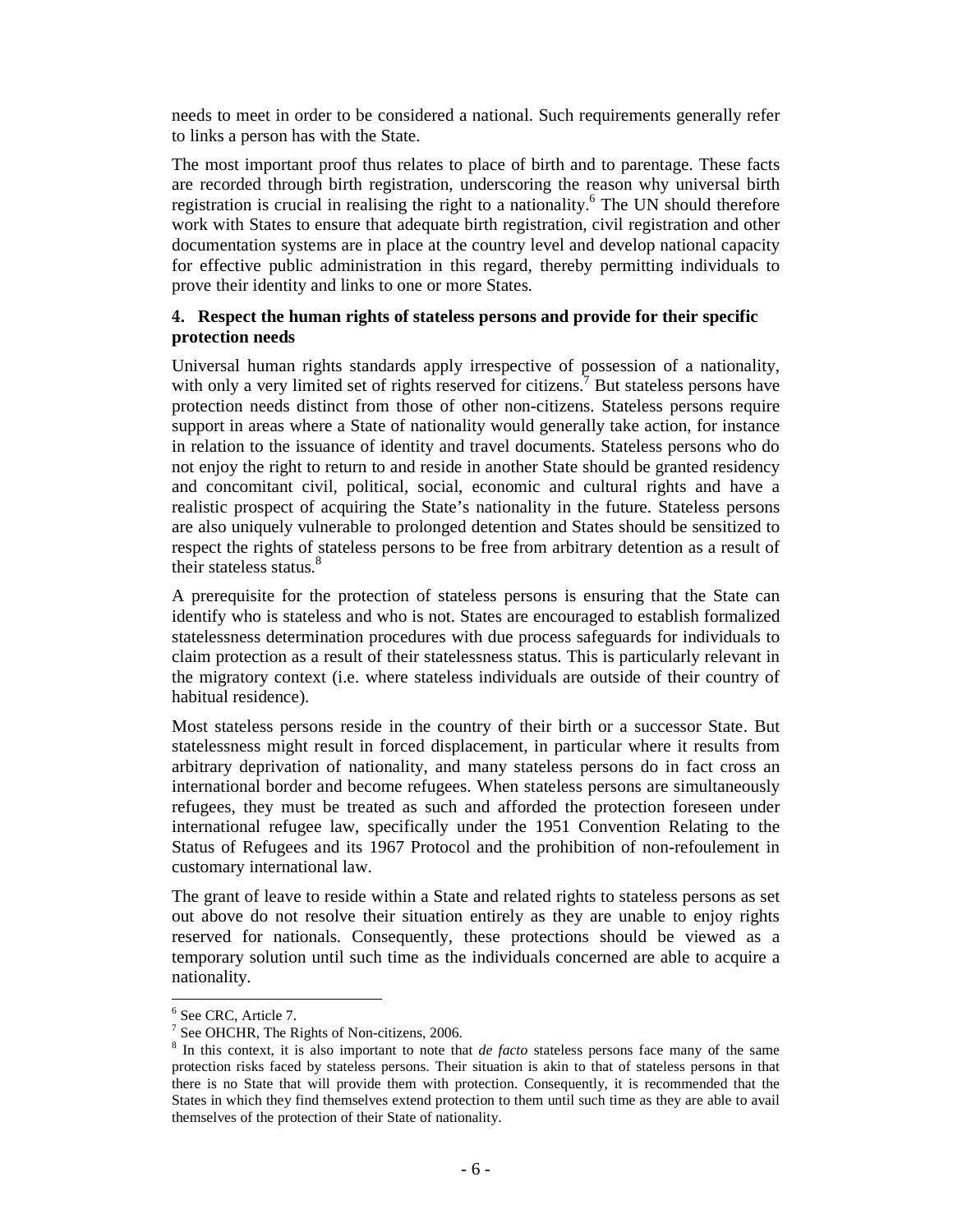needs to meet in order to be considered a national. Such requirements generally refer to links a person has with the State.

The most important proof thus relates to place of birth and to parentage. These facts are recorded through birth registration, underscoring the reason why universal birth registration is crucial in realising the right to a nationality.[6] The UN should therefore work with States to ensure that adequate birth registration, civil registration and other documentation systems are in place at the country level and develop national capacity for effective public administration in this regard, thereby permitting individuals to prove their identity and links to one or more States.

## 4. Respect the human rights of stateless persons and provide for their specific protection needs

Universal human rights standards apply irrespective of possession of a nationality, with only a very limited set of rights reserved for citizens.[7] But stateless persons have protection needs distinct from those of other non-citizens. Stateless persons require support in areas where a State of nationality would generally take action, for instance in relation to the issuance of identity and travel documents. Stateless persons who do not enjoy the right to return to and reside in another State should be granted residency and concomitant civil, political, social, economic and cultural rights and have a realistic prospect of acquiring the State's nationality in the future. Stateless persons are also uniquely vulnerable to prolonged detention and States should be sensitized to respect the rights of stateless persons to be free from arbitrary detention as a result of their stateless status.[8]

A prerequisite for the protection of stateless persons is ensuring that the State can identify who is stateless and who is not. States are encouraged to establish formalized statelessness determination procedures with due process safeguards for individuals to claim protection as a result of their statelessness status. This is particularly relevant in the migratory context (i.e. where stateless individuals are outside of their country of habitual residence).

Most stateless persons reside in the country of their birth or a successor State. But statelessness might result in forced displacement, in particular where it results from arbitrary deprivation of nationality, and many stateless persons do in fact cross an international border and become refugees. When stateless persons are simultaneously refugees, they must be treated as such and afforded the protection foreseen under international refugee law, specifically under the 1951 Convention Relating to the Status of Refugees and its 1967 Protocol and the prohibition of non-refoulement in customary international law.

The grant of leave to reside within a State and related rights to stateless persons as set out above do not resolve their situation entirely as they are unable to enjoy rights reserved for nationals. Consequently, these protections should be viewed as a temporary solution until such time as the individuals concerned are able to acquire a nationality.

---

[6] See CRC, Article 7.

[7] See OHCHR, The Rights of Non-citizens, 2006.

[8] In this context, it is also important to note that *de facto* stateless persons face many of the same protection risks faced by stateless persons. Their situation is akin to that of stateless persons in that there is no State that will provide them with protection. Consequently, it is recommended that the States in which they find themselves extend protection to them until such time as they are able to avail themselves of the protection of their State of nationality.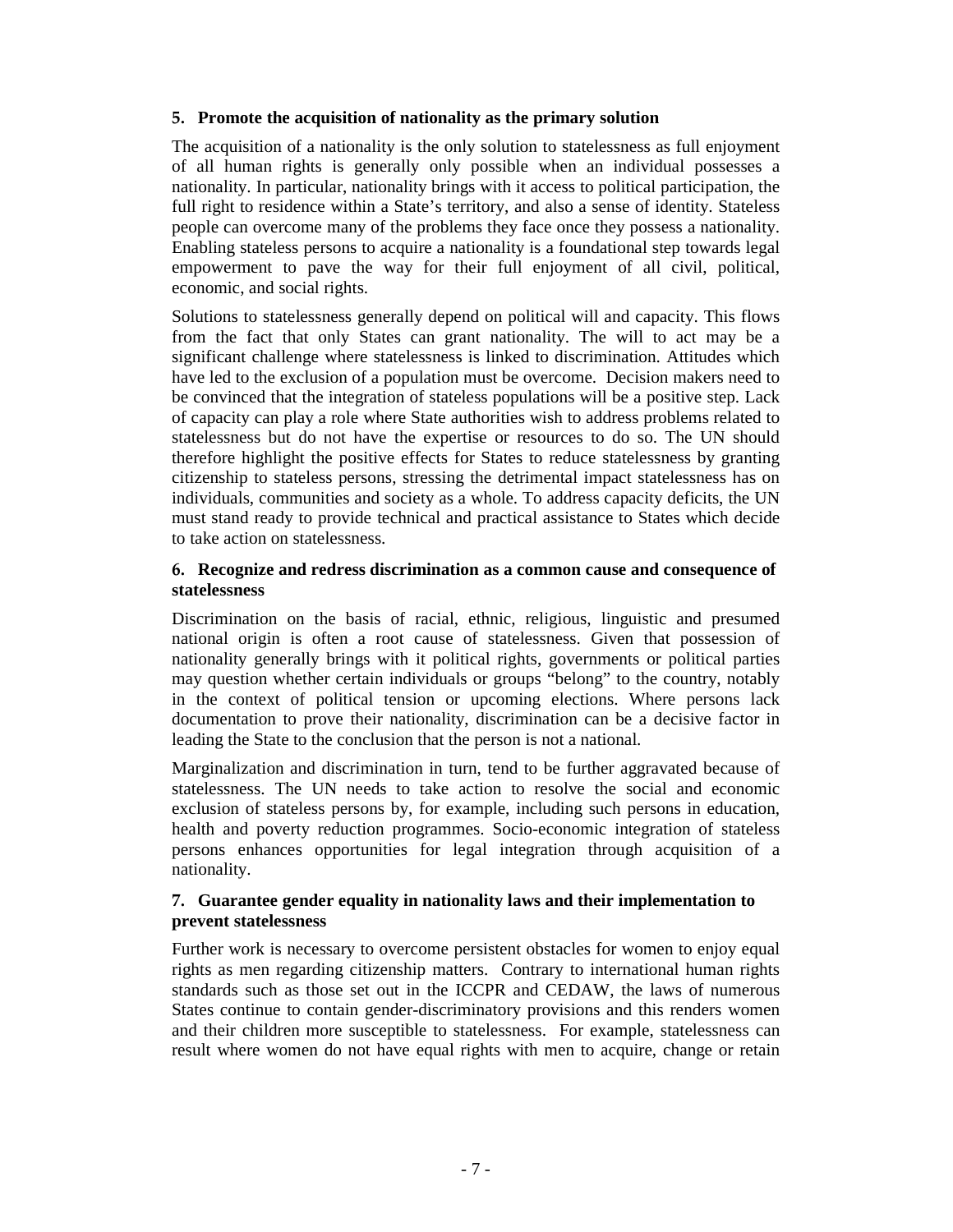### 5. Promote the acquisition of nationality as the primary solution

The acquisition of a nationality is the only solution to statelessness as full enjoyment of all human rights is generally only possible when an individual possesses a nationality. In particular, nationality brings with it access to political participation, the full right to residence within a State's territory, and also a sense of identity. Stateless people can overcome many of the problems they face once they possess a nationality. Enabling stateless persons to acquire a nationality is a foundational step towards legal empowerment to pave the way for their full enjoyment of all civil, political, economic, and social rights.

Solutions to statelessness generally depend on political will and capacity. This flows from the fact that only States can grant nationality. The will to act may be a significant challenge where statelessness is linked to discrimination. Attitudes which have led to the exclusion of a population must be overcome. Decision makers need to be convinced that the integration of stateless populations will be a positive step. Lack of capacity can play a role where State authorities wish to address problems related to statelessness but do not have the expertise or resources to do so. The UN should therefore highlight the positive effects for States to reduce statelessness by granting citizenship to stateless persons, stressing the detrimental impact statelessness has on individuals, communities and society as a whole. To address capacity deficits, the UN must stand ready to provide technical and practical assistance to States which decide to take action on statelessness.

### 6. Recognize and redress discrimination as a common cause and consequence of statelessness

Discrimination on the basis of racial, ethnic, religious, linguistic and presumed national origin is often a root cause of statelessness. Given that possession of nationality generally brings with it political rights, governments or political parties may question whether certain individuals or groups "belong" to the country, notably in the context of political tension or upcoming elections. Where persons lack documentation to prove their nationality, discrimination can be a decisive factor in leading the State to the conclusion that the person is not a national.

Marginalization and discrimination in turn, tend to be further aggravated because of statelessness. The UN needs to take action to resolve the social and economic exclusion of stateless persons by, for example, including such persons in education, health and poverty reduction programmes. Socio-economic integration of stateless persons enhances opportunities for legal integration through acquisition of a nationality.

### 7. Guarantee gender equality in nationality laws and their implementation to prevent statelessness

Further work is necessary to overcome persistent obstacles for women to enjoy equal rights as men regarding citizenship matters. Contrary to international human rights standards such as those set out in the ICCPR and CEDAW, the laws of numerous States continue to contain gender-discriminatory provisions and this renders women and their children more susceptible to statelessness. For example, statelessness can result where women do not have equal rights with men to acquire, change or retain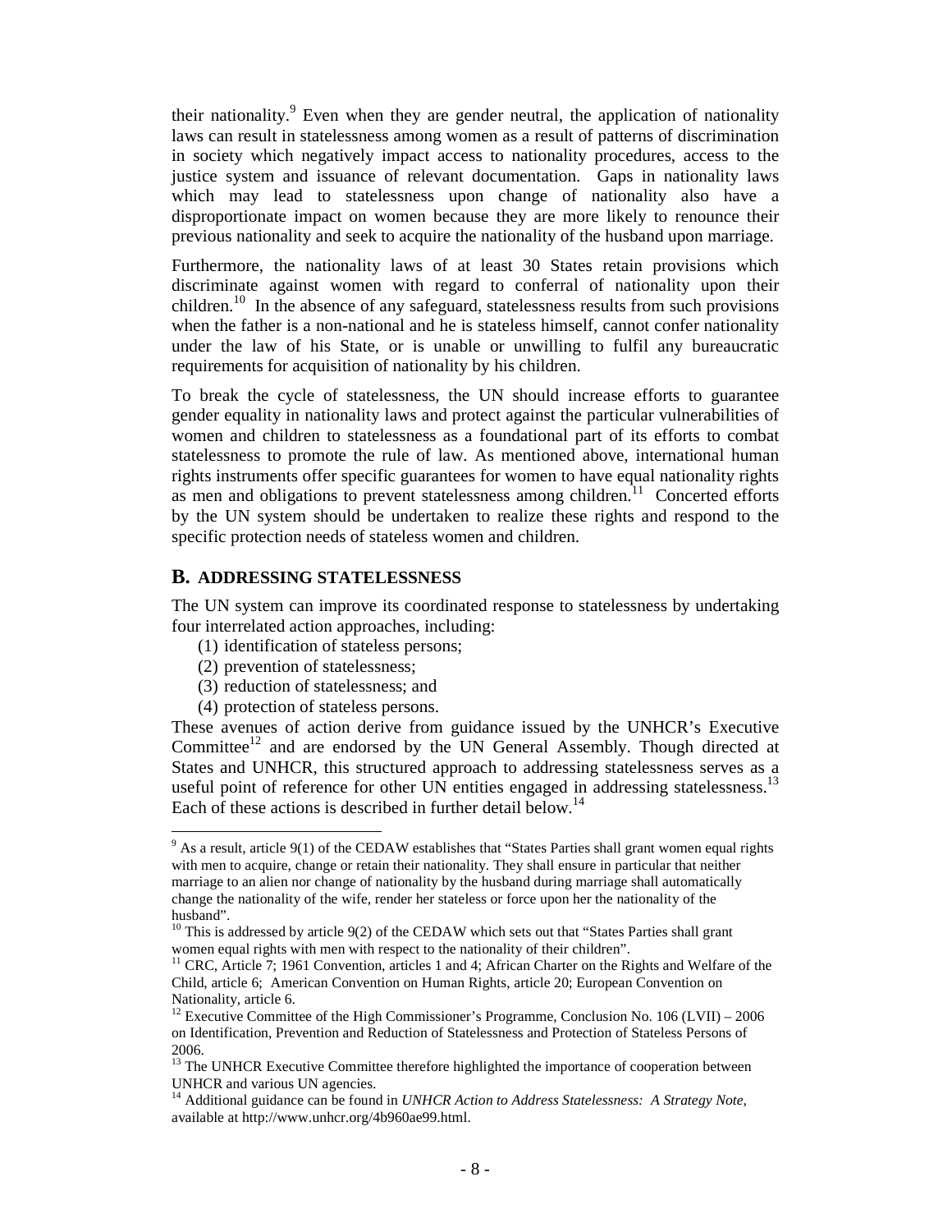their nationality.[9] Even when they are gender neutral, the application of nationality laws can result in statelessness among women as a result of patterns of discrimination in society which negatively impact access to nationality procedures, access to the justice system and issuance of relevant documentation. Gaps in nationality laws which may lead to statelessness upon change of nationality also have a disproportionate impact on women because they are more likely to renounce their previous nationality and seek to acquire the nationality of the husband upon marriage.

Furthermore, the nationality laws of at least 30 States retain provisions which discriminate against women with regard to conferral of nationality upon their children.[10] In the absence of any safeguard, statelessness results from such provisions when the father is a non-national and he is stateless himself, cannot confer nationality under the law of his State, or is unable or unwilling to fulfil any bureaucratic requirements for acquisition of nationality by his children.

To break the cycle of statelessness, the UN should increase efforts to guarantee gender equality in nationality laws and protect against the particular vulnerabilities of women and children to statelessness as a foundational part of its efforts to combat statelessness to promote the rule of law. As mentioned above, international human rights instruments offer specific guarantees for women to have equal nationality rights as men and obligations to prevent statelessness among children.[11] Concerted efforts by the UN system should be undertaken to realize these rights and respond to the specific protection needs of stateless women and children.

## B. ADDRESSING STATELESSNESS

The UN system can improve its coordinated response to statelessness by undertaking four interrelated action approaches, including:

(1) identification of stateless persons;
(2) prevention of statelessness;
(3) reduction of statelessness; and
(4) protection of stateless persons.

These avenues of action derive from guidance issued by the UNHCR's Executive Committee[12] and are endorsed by the UN General Assembly. Though directed at States and UNHCR, this structured approach to addressing statelessness serves as a useful point of reference for other UN entities engaged in addressing statelessness.[13] Each of these actions is described in further detail below.[14]

---

[9] As a result, article 9(1) of the CEDAW establishes that "States Parties shall grant women equal rights with men to acquire, change or retain their nationality. They shall ensure in particular that neither marriage to an alien nor change of nationality by the husband during marriage shall automatically change the nationality of the wife, render her stateless or force upon her the nationality of the husband".

[10] This is addressed by article 9(2) of the CEDAW which sets out that "States Parties shall grant women equal rights with men with respect to the nationality of their children".

[11] CRC, Article 7; 1961 Convention, articles 1 and 4; African Charter on the Rights and Welfare of the Child, article 6; American Convention on Human Rights, article 20; European Convention on Nationality, article 6.

[12] Executive Committee of the High Commissioner's Programme, Conclusion No. 106 (LVII) – 2006 on Identification, Prevention and Reduction of Statelessness and Protection of Stateless Persons of 2006.

[13] The UNHCR Executive Committee therefore highlighted the importance of cooperation between UNHCR and various UN agencies.

[14] Additional guidance can be found in *UNHCR Action to Address Statelessness: A Strategy Note*, available at http://www.unhcr.org/4b960ae99.html.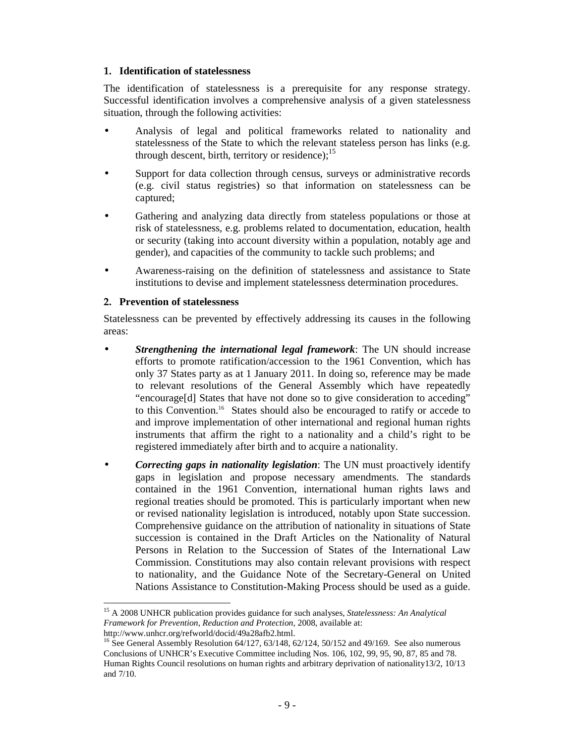### 1. Identification of statelessness

The identification of statelessness is a prerequisite for any response strategy. Successful identification involves a comprehensive analysis of a given statelessness situation, through the following activities:

- Analysis of legal and political frameworks related to nationality and statelessness of the State to which the relevant stateless person has links (e.g. through descent, birth, territory or residence);[15]
- Support for data collection through census, surveys or administrative records (e.g. civil status registries) so that information on statelessness can be captured;
- Gathering and analyzing data directly from stateless populations or those at risk of statelessness, e.g. problems related to documentation, education, health or security (taking into account diversity within a population, notably age and gender), and capacities of the community to tackle such problems; and
- Awareness-raising on the definition of statelessness and assistance to State institutions to devise and implement statelessness determination procedures.

### 2. Prevention of statelessness

Statelessness can be prevented by effectively addressing its causes in the following areas:

- ***Strengthening the international legal framework***: The UN should increase efforts to promote ratification/accession to the 1961 Convention, which has only 37 States party as at 1 January 2011. In doing so, reference may be made to relevant resolutions of the General Assembly which have repeatedly "encourage[d] States that have not done so to give consideration to acceding" to this Convention.[16] States should also be encouraged to ratify or accede to and improve implementation of other international and regional human rights instruments that affirm the right to a nationality and a child's right to be registered immediately after birth and to acquire a nationality.
- ***Correcting gaps in nationality legislation***: The UN must proactively identify gaps in legislation and propose necessary amendments. The standards contained in the 1961 Convention, international human rights laws and regional treaties should be promoted. This is particularly important when new or revised nationality legislation is introduced, notably upon State succession. Comprehensive guidance on the attribution of nationality in situations of State succession is contained in the Draft Articles on the Nationality of Natural Persons in Relation to the Succession of States of the International Law Commission. Constitutions may also contain relevant provisions with respect to nationality, and the Guidance Note of the Secretary-General on United Nations Assistance to Constitution-Making Process should be used as a guide.

---

[15] A 2008 UNHCR publication provides guidance for such analyses, *Statelessness: An Analytical Framework for Prevention, Reduction and Protection*, 2008, available at: http://www.unhcr.org/refworld/docid/49a28afb2.html.

[16] See General Assembly Resolution 64/127, 63/148, 62/124, 50/152 and 49/169. See also numerous Conclusions of UNHCR's Executive Committee including Nos. 106, 102, 99, 95, 90, 87, 85 and 78. Human Rights Council resolutions on human rights and arbitrary deprivation of nationality13/2, 10/13 and 7/10.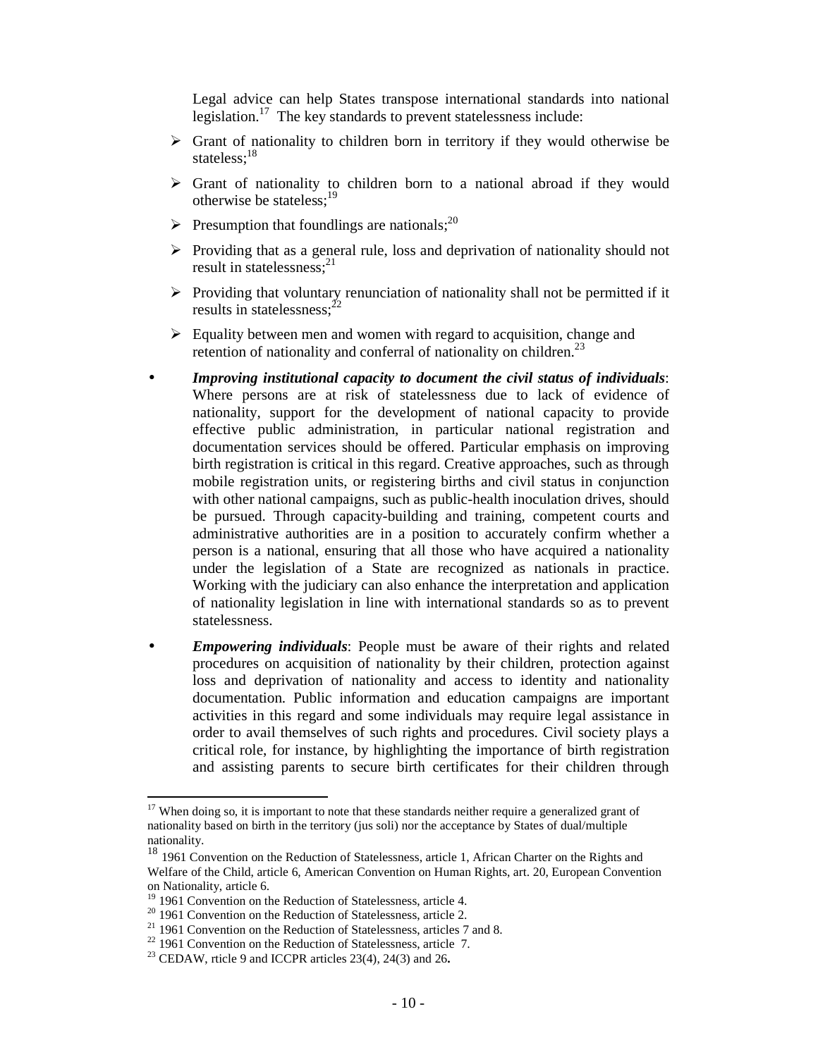Legal advice can help States transpose international standards into national legislation.[17] The key standards to prevent statelessness include:

- Grant of nationality to children born in territory if they would otherwise be stateless;[18]
- Grant of nationality to children born to a national abroad if they would otherwise be stateless;[19]
- Presumption that foundlings are nationals;[20]
- Providing that as a general rule, loss and deprivation of nationality should not result in statelessness;[21]
- Providing that voluntary renunciation of nationality shall not be permitted if it results in statelessness;[22]
- Equality between men and women with regard to acquisition, change and retention of nationality and conferral of nationality on children.[23]

- ***Improving institutional capacity to document the civil status of individuals***: Where persons are at risk of statelessness due to lack of evidence of nationality, support for the development of national capacity to provide effective public administration, in particular national registration and documentation services should be offered. Particular emphasis on improving birth registration is critical in this regard. Creative approaches, such as through mobile registration units, or registering births and civil status in conjunction with other national campaigns, such as public-health inoculation drives, should be pursued. Through capacity-building and training, competent courts and administrative authorities are in a position to accurately confirm whether a person is a national, ensuring that all those who have acquired a nationality under the legislation of a State are recognized as nationals in practice. Working with the judiciary can also enhance the interpretation and application of nationality legislation in line with international standards so as to prevent statelessness.

- ***Empowering individuals***: People must be aware of their rights and related procedures on acquisition of nationality by their children, protection against loss and deprivation of nationality and access to identity and nationality documentation. Public information and education campaigns are important activities in this regard and some individuals may require legal assistance in order to avail themselves of such rights and procedures. Civil society plays a critical role, for instance, by highlighting the importance of birth registration and assisting parents to secure birth certificates for their children through

---

[17] When doing so, it is important to note that these standards neither require a generalized grant of nationality based on birth in the territory (jus soli) nor the acceptance by States of dual/multiple nationality.

[18] 1961 Convention on the Reduction of Statelessness, article 1, African Charter on the Rights and Welfare of the Child, article 6, American Convention on Human Rights, art. 20, European Convention on Nationality, article 6.

[19] 1961 Convention on the Reduction of Statelessness, article 4.

[20] 1961 Convention on the Reduction of Statelessness, article 2.

[21] 1961 Convention on the Reduction of Statelessness, articles 7 and 8.

[22] 1961 Convention on the Reduction of Statelessness, article 7.

[23] CEDAW, rticle 9 and ICCPR articles 23(4), 24(3) and 26**.**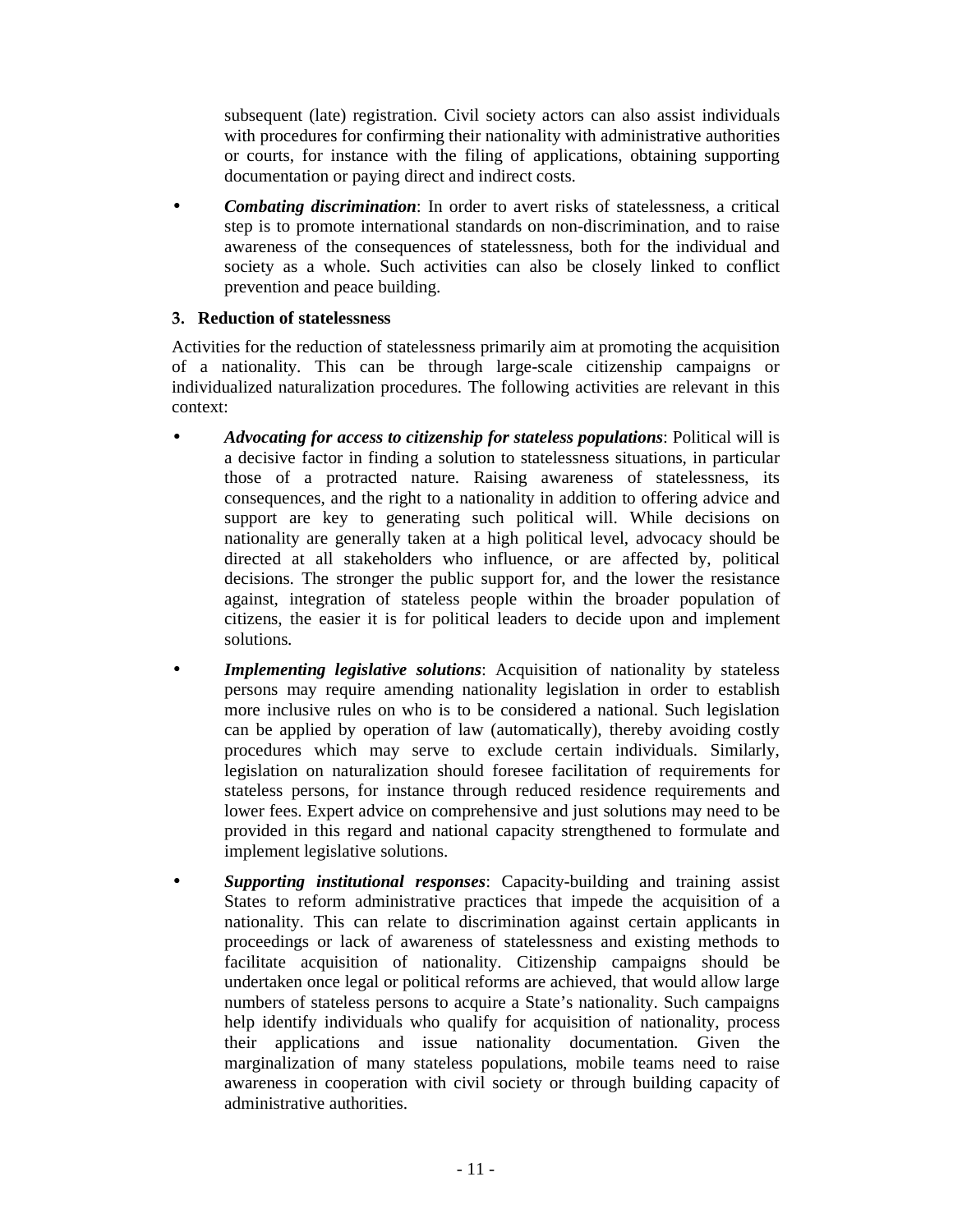subsequent (late) registration. Civil society actors can also assist individuals with procedures for confirming their nationality with administrative authorities or courts, for instance with the filing of applications, obtaining supporting documentation or paying direct and indirect costs.

- ***Combating discrimination***: In order to avert risks of statelessness, a critical step is to promote international standards on non-discrimination, and to raise awareness of the consequences of statelessness, both for the individual and society as a whole. Such activities can also be closely linked to conflict prevention and peace building.

### 3. Reduction of statelessness

Activities for the reduction of statelessness primarily aim at promoting the acquisition of a nationality. This can be through large-scale citizenship campaigns or individualized naturalization procedures. The following activities are relevant in this context:

- ***Advocating for access to citizenship for stateless populations***: Political will is a decisive factor in finding a solution to statelessness situations, in particular those of a protracted nature. Raising awareness of statelessness, its consequences, and the right to a nationality in addition to offering advice and support are key to generating such political will. While decisions on nationality are generally taken at a high political level, advocacy should be directed at all stakeholders who influence, or are affected by, political decisions. The stronger the public support for, and the lower the resistance against, integration of stateless people within the broader population of citizens, the easier it is for political leaders to decide upon and implement solutions.

- ***Implementing legislative solutions***: Acquisition of nationality by stateless persons may require amending nationality legislation in order to establish more inclusive rules on who is to be considered a national. Such legislation can be applied by operation of law (automatically), thereby avoiding costly procedures which may serve to exclude certain individuals. Similarly, legislation on naturalization should foresee facilitation of requirements for stateless persons, for instance through reduced residence requirements and lower fees. Expert advice on comprehensive and just solutions may need to be provided in this regard and national capacity strengthened to formulate and implement legislative solutions.

- ***Supporting institutional responses***: Capacity-building and training assist States to reform administrative practices that impede the acquisition of a nationality. This can relate to discrimination against certain applicants in proceedings or lack of awareness of statelessness and existing methods to facilitate acquisition of nationality. Citizenship campaigns should be undertaken once legal or political reforms are achieved, that would allow large numbers of stateless persons to acquire a State's nationality. Such campaigns help identify individuals who qualify for acquisition of nationality, process their applications and issue nationality documentation. Given the marginalization of many stateless populations, mobile teams need to raise awareness in cooperation with civil society or through building capacity of administrative authorities.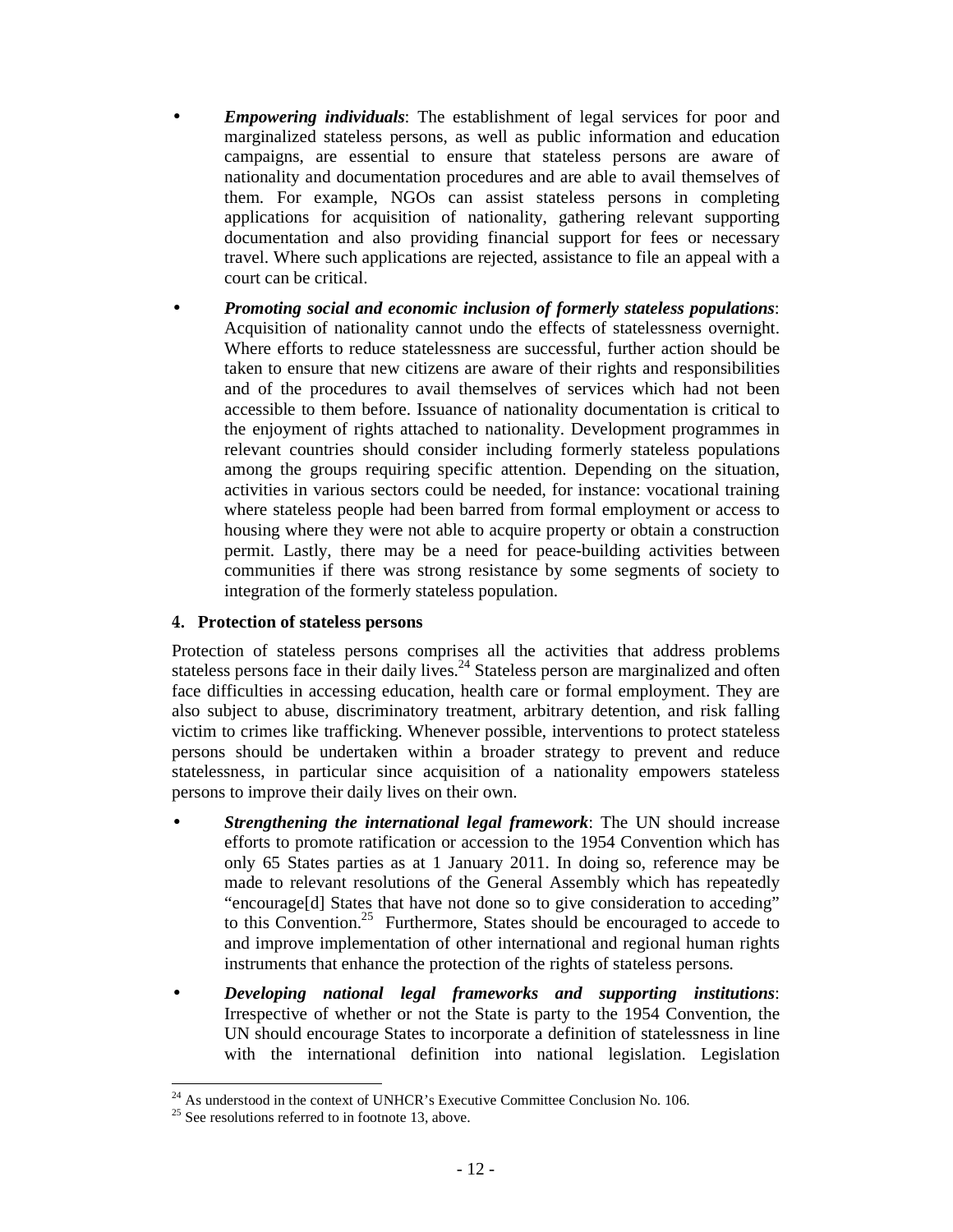- ***Empowering individuals***: The establishment of legal services for poor and marginalized stateless persons, as well as public information and education campaigns, are essential to ensure that stateless persons are aware of nationality and documentation procedures and are able to avail themselves of them. For example, NGOs can assist stateless persons in completing applications for acquisition of nationality, gathering relevant supporting documentation and also providing financial support for fees or necessary travel. Where such applications are rejected, assistance to file an appeal with a court can be critical.

- ***Promoting social and economic inclusion of formerly stateless populations***: Acquisition of nationality cannot undo the effects of statelessness overnight. Where efforts to reduce statelessness are successful, further action should be taken to ensure that new citizens are aware of their rights and responsibilities and of the procedures to avail themselves of services which had not been accessible to them before. Issuance of nationality documentation is critical to the enjoyment of rights attached to nationality. Development programmes in relevant countries should consider including formerly stateless populations among the groups requiring specific attention. Depending on the situation, activities in various sectors could be needed, for instance: vocational training where stateless people had been barred from formal employment or access to housing where they were not able to acquire property or obtain a construction permit. Lastly, there may be a need for peace-building activities between communities if there was strong resistance by some segments of society to integration of the formerly stateless population.

### 4. Protection of stateless persons

Protection of stateless persons comprises all the activities that address problems stateless persons face in their daily lives.[24] Stateless person are marginalized and often face difficulties in accessing education, health care or formal employment. They are also subject to abuse, discriminatory treatment, arbitrary detention, and risk falling victim to crimes like trafficking. Whenever possible, interventions to protect stateless persons should be undertaken within a broader strategy to prevent and reduce statelessness, in particular since acquisition of a nationality empowers stateless persons to improve their daily lives on their own.

- ***Strengthening the international legal framework***: The UN should increase efforts to promote ratification or accession to the 1954 Convention which has only 65 States parties as at 1 January 2011. In doing so, reference may be made to relevant resolutions of the General Assembly which has repeatedly "encourage[d] States that have not done so to give consideration to acceding" to this Convention.[25] Furthermore, States should be encouraged to accede to and improve implementation of other international and regional human rights instruments that enhance the protection of the rights of stateless persons.

- ***Developing national legal frameworks and supporting institutions***: Irrespective of whether or not the State is party to the 1954 Convention, the UN should encourage States to incorporate a definition of statelessness in line with the international definition into national legislation. Legislation

---

[24] As understood in the context of UNHCR's Executive Committee Conclusion No. 106.

[25] See resolutions referred to in footnote 13, above.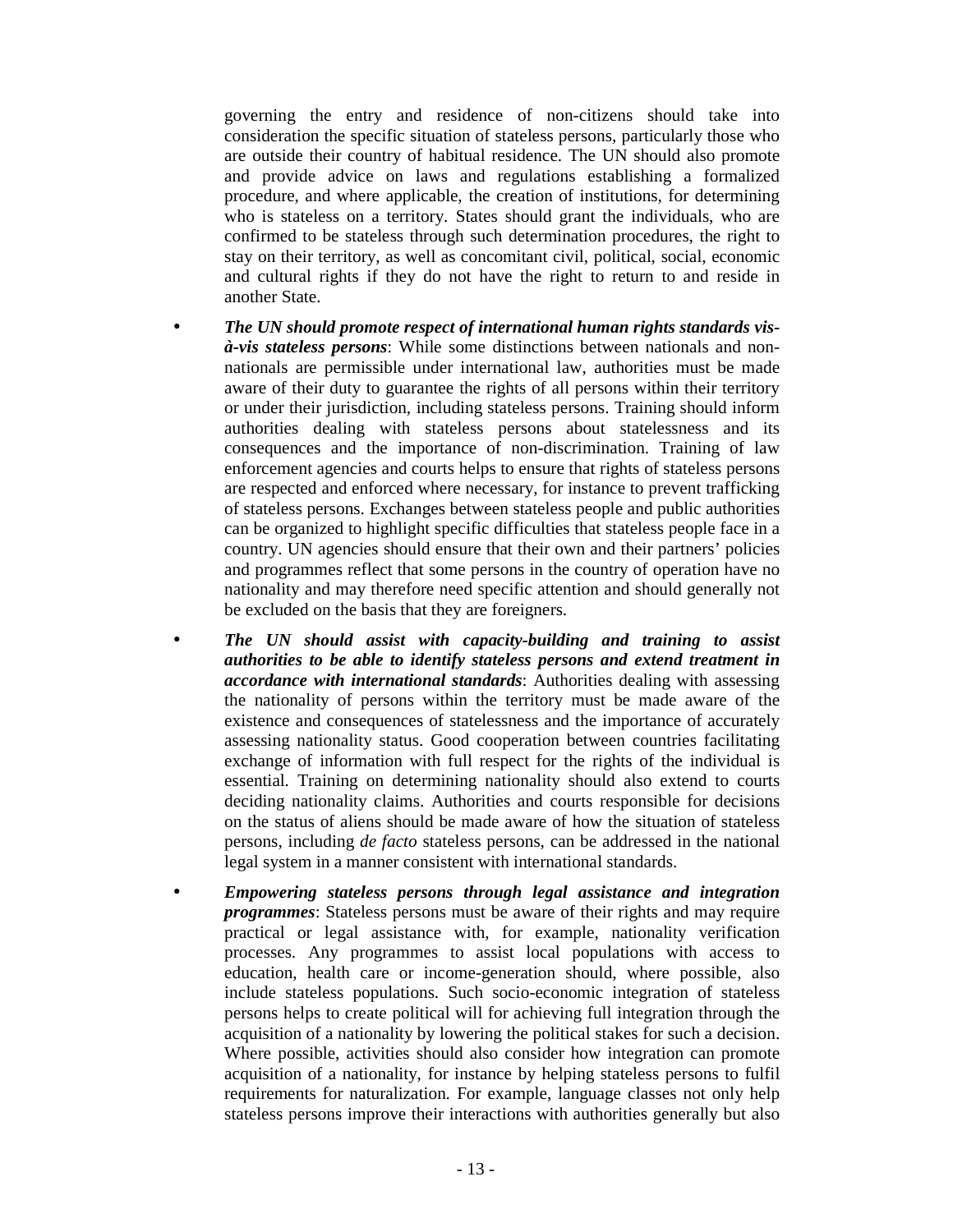governing the entry and residence of non-citizens should take into consideration the specific situation of stateless persons, particularly those who are outside their country of habitual residence. The UN should also promote and provide advice on laws and regulations establishing a formalized procedure, and where applicable, the creation of institutions, for determining who is stateless on a territory. States should grant the individuals, who are confirmed to be stateless through such determination procedures, the right to stay on their territory, as well as concomitant civil, political, social, economic and cultural rights if they do not have the right to return to and reside in another State.

- ***The UN should promote respect of international human rights standards vis-à-vis stateless persons***: While some distinctions between nationals and non-nationals are permissible under international law, authorities must be made aware of their duty to guarantee the rights of all persons within their territory or under their jurisdiction, including stateless persons. Training should inform authorities dealing with stateless persons about statelessness and its consequences and the importance of non-discrimination. Training of law enforcement agencies and courts helps to ensure that rights of stateless persons are respected and enforced where necessary, for instance to prevent trafficking of stateless persons. Exchanges between stateless people and public authorities can be organized to highlight specific difficulties that stateless people face in a country. UN agencies should ensure that their own and their partners' policies and programmes reflect that some persons in the country of operation have no nationality and may therefore need specific attention and should generally not be excluded on the basis that they are foreigners.

- ***The UN should assist with capacity-building and training to assist authorities to be able to identify stateless persons and extend treatment in accordance with international standards***: Authorities dealing with assessing the nationality of persons within the territory must be made aware of the existence and consequences of statelessness and the importance of accurately assessing nationality status. Good cooperation between countries facilitating exchange of information with full respect for the rights of the individual is essential. Training on determining nationality should also extend to courts deciding nationality claims. Authorities and courts responsible for decisions on the status of aliens should be made aware of how the situation of stateless persons, including *de facto* stateless persons, can be addressed in the national legal system in a manner consistent with international standards.

- ***Empowering stateless persons through legal assistance and integration programmes***: Stateless persons must be aware of their rights and may require practical or legal assistance with, for example, nationality verification processes. Any programmes to assist local populations with access to education, health care or income-generation should, where possible, also include stateless populations. Such socio-economic integration of stateless persons helps to create political will for achieving full integration through the acquisition of a nationality by lowering the political stakes for such a decision. Where possible, activities should also consider how integration can promote acquisition of a nationality, for instance by helping stateless persons to fulfil requirements for naturalization. For example, language classes not only help stateless persons improve their interactions with authorities generally but also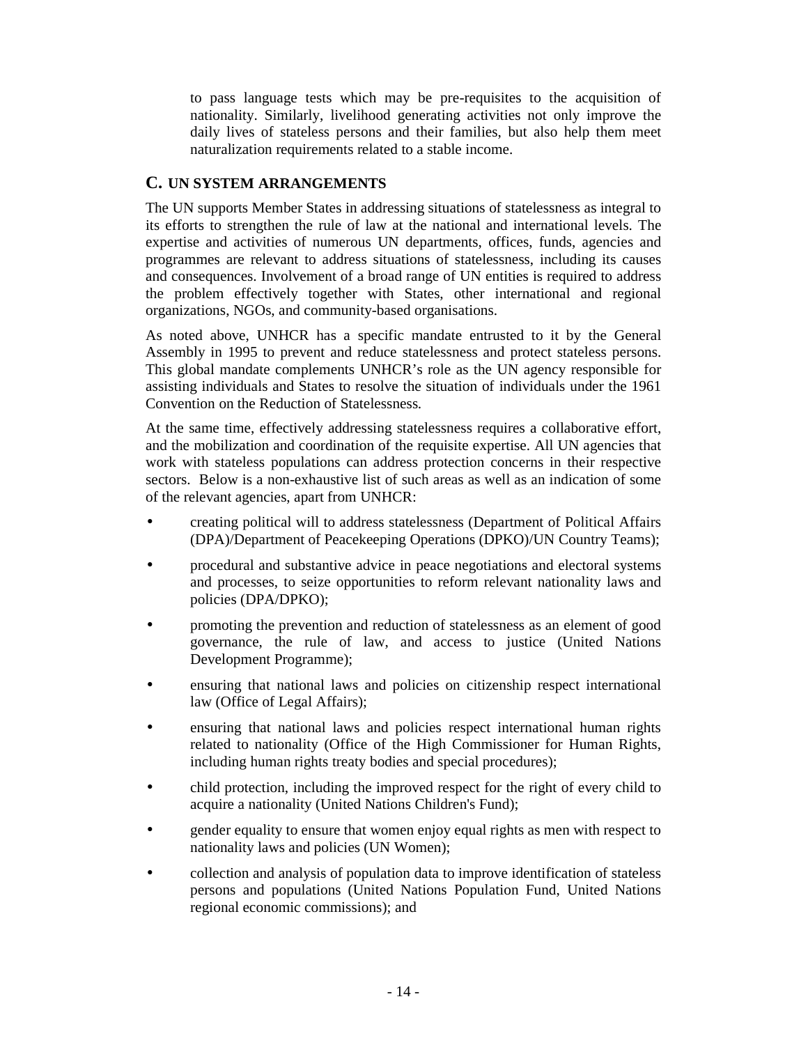to pass language tests which may be pre-requisites to the acquisition of nationality. Similarly, livelihood generating activities not only improve the daily lives of stateless persons and their families, but also help them meet naturalization requirements related to a stable income.

## C. UN SYSTEM ARRANGEMENTS

The UN supports Member States in addressing situations of statelessness as integral to its efforts to strengthen the rule of law at the national and international levels. The expertise and activities of numerous UN departments, offices, funds, agencies and programmes are relevant to address situations of statelessness, including its causes and consequences. Involvement of a broad range of UN entities is required to address the problem effectively together with States, other international and regional organizations, NGOs, and community-based organisations.

As noted above, UNHCR has a specific mandate entrusted to it by the General Assembly in 1995 to prevent and reduce statelessness and protect stateless persons. This global mandate complements UNHCR's role as the UN agency responsible for assisting individuals and States to resolve the situation of individuals under the 1961 Convention on the Reduction of Statelessness.

At the same time, effectively addressing statelessness requires a collaborative effort, and the mobilization and coordination of the requisite expertise. All UN agencies that work with stateless populations can address protection concerns in their respective sectors. Below is a non-exhaustive list of such areas as well as an indication of some of the relevant agencies, apart from UNHCR:

- creating political will to address statelessness (Department of Political Affairs (DPA)/Department of Peacekeeping Operations (DPKO)/UN Country Teams);
- procedural and substantive advice in peace negotiations and electoral systems and processes, to seize opportunities to reform relevant nationality laws and policies (DPA/DPKO);
- promoting the prevention and reduction of statelessness as an element of good governance, the rule of law, and access to justice (United Nations Development Programme);
- ensuring that national laws and policies on citizenship respect international law (Office of Legal Affairs);
- ensuring that national laws and policies respect international human rights related to nationality (Office of the High Commissioner for Human Rights, including human rights treaty bodies and special procedures);
- child protection, including the improved respect for the right of every child to acquire a nationality (United Nations Children's Fund);
- gender equality to ensure that women enjoy equal rights as men with respect to nationality laws and policies (UN Women);
- collection and analysis of population data to improve identification of stateless persons and populations (United Nations Population Fund, United Nations regional economic commissions); and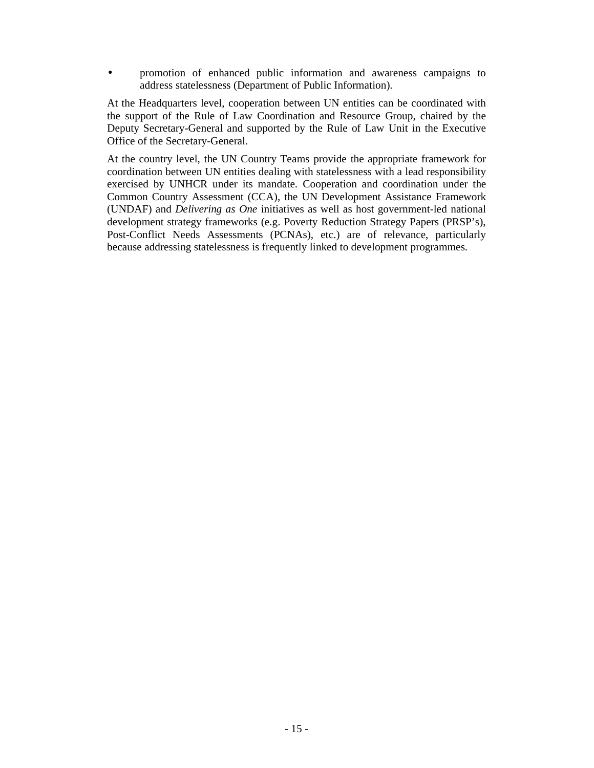- promotion of enhanced public information and awareness campaigns to address statelessness (Department of Public Information).

At the Headquarters level, cooperation between UN entities can be coordinated with the support of the Rule of Law Coordination and Resource Group, chaired by the Deputy Secretary-General and supported by the Rule of Law Unit in the Executive Office of the Secretary-General.

At the country level, the UN Country Teams provide the appropriate framework for coordination between UN entities dealing with statelessness with a lead responsibility exercised by UNHCR under its mandate. Cooperation and coordination under the Common Country Assessment (CCA), the UN Development Assistance Framework (UNDAF) and *Delivering as One* initiatives as well as host government-led national development strategy frameworks (e.g. Poverty Reduction Strategy Papers (PRSP's), Post-Conflict Needs Assessments (PCNAs), etc.) are of relevance, particularly because addressing statelessness is frequently linked to development programmes.